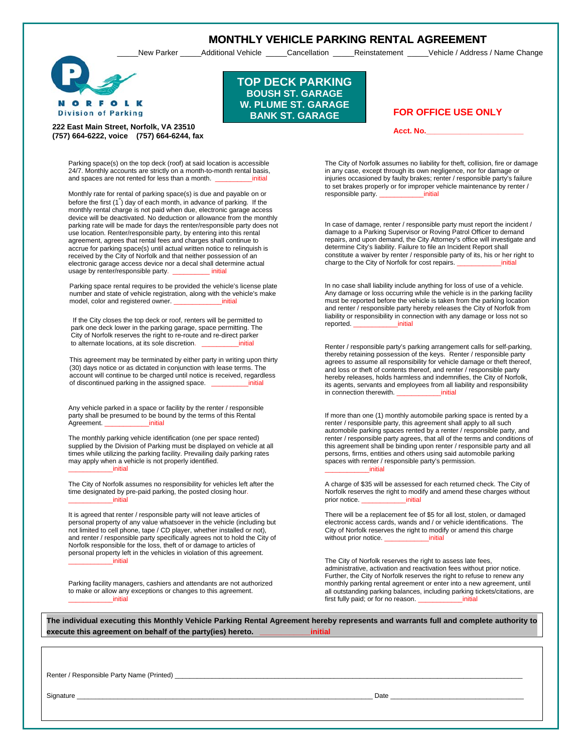# MONTHLY VEHICLE PARKING RENTAL AGREEMENT

_____New Parker _____Additional Vehicle _____Cancellation _____Reinstatement _____Vehicle / Address / Name Change

NORFOLK
Division of Parking

222 East Main Street, Norfolk, VA 23510
(757) 664-6222, voice (757) 664-6244, fax

**TOP DECK PARKING**
**BOUSH ST. GARAGE**
**W. PLUME ST. GARAGE**
**BANK ST. GARAGE**

**FOR OFFICE USE ONLY**

**Acct. No.**_______________________

Parking space(s) on the top deck (roof) at said location is accessible 24/7. Monthly accounts are strictly on a month-to-month rental basis, and spaces are not rented for less than a month. __________initial

Monthly rate for rental of parking space(s) is due and payable on or before the first (1st) day of each month, in advance of parking. If the monthly rental charge is not paid when due, electronic garage access device will be deactivated. No deduction or allowance from the monthly parking rate will be made for days the renter/responsible party does not use location. Renter/responsible party, by entering into this rental agreement, agrees that rental fees and charges shall continue to accrue for parking space(s) until actual written notice to relinquish is received by the City of Norfolk and that neither possession of an electronic garage access device nor a decal shall determine actual usage by renter/responsible party. __________ initial

Parking space rental requires to be provided the vehicle's license plate number and state of vehicle registration, along with the vehicle's make model, color and registered owner. _____________initial

If the City closes the top deck or roof, renters will be permitted to park one deck lower in the parking garage, space permitting. The City of Norfolk reserves the right to re-route and re-direct parker to alternate locations, at its sole discretion. __________initial

This agreement may be terminated by either party in writing upon thirty (30) days notice or as dictated in conjunction with lease terms. The account will continue to be charged until notice is received, regardless of discontinued parking in the assigned space. __________initial

Any vehicle parked in a space or facility by the renter / responsible party shall be presumed to be bound by the terms of this Rental Agreement. ____________initial

The monthly parking vehicle identification (one per space rented) supplied by the Division of Parking must be displayed on vehicle at all times while utilizing the parking facility. Prevailing daily parking rates may apply when a vehicle is not properly identified. ____________initial

The City of Norfolk assumes no responsibility for vehicles left after the time designated by pre-paid parking, the posted closing hour. ____________initial

It is agreed that renter / responsible party will not leave articles of personal property of any value whatsoever in the vehicle (including but not limited to cell phone, tape / CD player, whether installed or not), and renter / responsible party specifically agrees not to hold the City of Norfolk responsible for the loss, theft of or damage to articles of personal property left in the vehicles in violation of this agreement. ____________initial

Parking facility managers, cashiers and attendants are not authorized to make or allow any exceptions or changes to this agreement. ____________initial

The City of Norfolk assumes no liability for theft, collision, fire or damage in any case, except through its own negligence, nor for damage or injuries occasioned by faulty brakes; renter / responsible party's failure to set brakes properly or for improper vehicle maintenance by renter / responsible party. ____________initial

In case of damage, renter / responsible party must report the incident / damage to a Parking Supervisor or Roving Patrol Officer to demand repairs, and upon demand, the City Attorney's office will investigate and determine City's liability. Failure to file an Incident Report shall constitute a waiver by renter / responsible party of its, his or her right to charge to the City of Norfolk for cost repairs. ____________initial

In no case shall liability include anything for loss of use of a vehicle. Any damage or loss occurring while the vehicle is in the parking facility must be reported before the vehicle is taken from the parking location and renter / responsible party hereby releases the City of Norfolk from liability or responsibility in connection with any damage or loss not so reported. ____________initial

Renter / responsible party's parking arrangement calls for self-parking, thereby retaining possession of the keys. Renter / responsible party agrees to assume all responsibility for vehicle damage or theft thereof, and loss or theft of contents thereof, and renter / responsible party hereby releases, holds harmless and indemnifies, the City of Norfolk, its agents, servants and employees from all liability and responsibility in connection therewith. ____________initial

If more than one (1) monthly automobile parking space is rented by a renter / responsible party, this agreement shall apply to all such automobile parking spaces rented by a renter / responsible party, and renter / responsible party agrees, that all of the terms and conditions of this agreement shall be binding upon renter / responsible party and all persons, firms, entities and others using said automobile parking spaces with renter / responsible party's permission. ____________initial

A charge of $35 will be assessed for each returned check. The City of Norfolk reserves the right to modify and amend these charges without prior notice. ____________initial

There will be a replacement fee of $5 for all lost, stolen, or damaged electronic access cards, wands and / or vehicle identifications. The City of Norfolk reserves the right to modify or amend this charge without prior notice. ____________initial

The City of Norfolk reserves the right to assess late fees, administrative, activation and reactivation fees without prior notice. Further, the City of Norfolk reserves the right to refuse to renew any monthly parking rental agreement or enter into a new agreement, until all outstanding parking balances, including parking tickets/citations, are first fully paid; or for no reason. ____________initial

**The individual executing this Monthly Vehicle Parking Rental Agreement hereby represents and warrants full and complete authority to execute this agreement on behalf of the party(ies) hereto. ____________initial**

Renter / Responsible Party Name (Printed) ____________________________________________________________________________

Signature ______________________________________________________________ Date ______________________________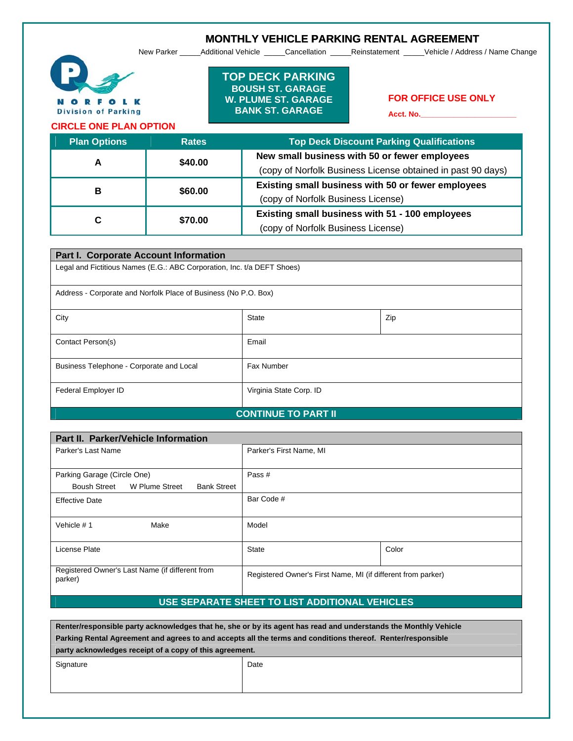# MONTHLY VEHICLE PARKING RENTAL AGREEMENT

New Parker _____Additional Vehicle _____Cancellation _____Reinstatement _____Vehicle / Address / Name Change

NORFOLK Division of Parking

**TOP DECK PARKING**
**BOUSH ST. GARAGE**
**W. PLUME ST. GARAGE**
**BANK ST. GARAGE**

**FOR OFFICE USE ONLY**

**Acct. No.**_______________________

**CIRCLE ONE PLAN OPTION**

| Plan Options | Rates | Top Deck Discount Parking Qualifications |
|---|---|---|
| **A** | **$40.00** | **New small business with 50 or fewer employees** (copy of Norfolk Business License obtained in past 90 days) |
| **B** | **$60.00** | **Existing small business with 50 or fewer employees** (copy of Norfolk Business License) |
| **C** | **$70.00** | **Existing small business with 51 - 100 employees** (copy of Norfolk Business License) |

## Part I. Corporate Account Information

| | | |
|---|---|---|
| Legal and Fictitious Names (E.G.: ABC Corporation, Inc. t/a DEFT Shoes) | | |
| Address - Corporate and Norfolk Place of Business (No P.O. Box) | | |
| City | State | Zip |
| Contact Person(s) | Email | |
| Business Telephone - Corporate and Local | Fax Number | |
| Federal Employer ID | Virginia State Corp. ID | |

**CONTINUE TO PART II**

## Part II. Parker/Vehicle Information

| | | |
|---|---|---|
| Parker's Last Name | Parker's First Name, MI | |
| Parking Garage (Circle One) Boush Street W Plume Street Bank Street | Pass # | |
| Effective Date | Bar Code # | |
| Vehicle # 1 Make | Model | |
| License Plate | State | Color |
| Registered Owner's Last Name (if different from parker) | Registered Owner's First Name, MI (if different from parker) | |

**USE SEPARATE SHEET TO LIST ADDITIONAL VEHICLES**

**Renter/responsible party acknowledges that he, she or by its agent has read and understands the Monthly Vehicle Parking Rental Agreement and agrees to and accepts all the terms and conditions thereof. Renter/responsible party acknowledges receipt of a copy of this agreement.**

| Signature | Date |
|---|---|
| | |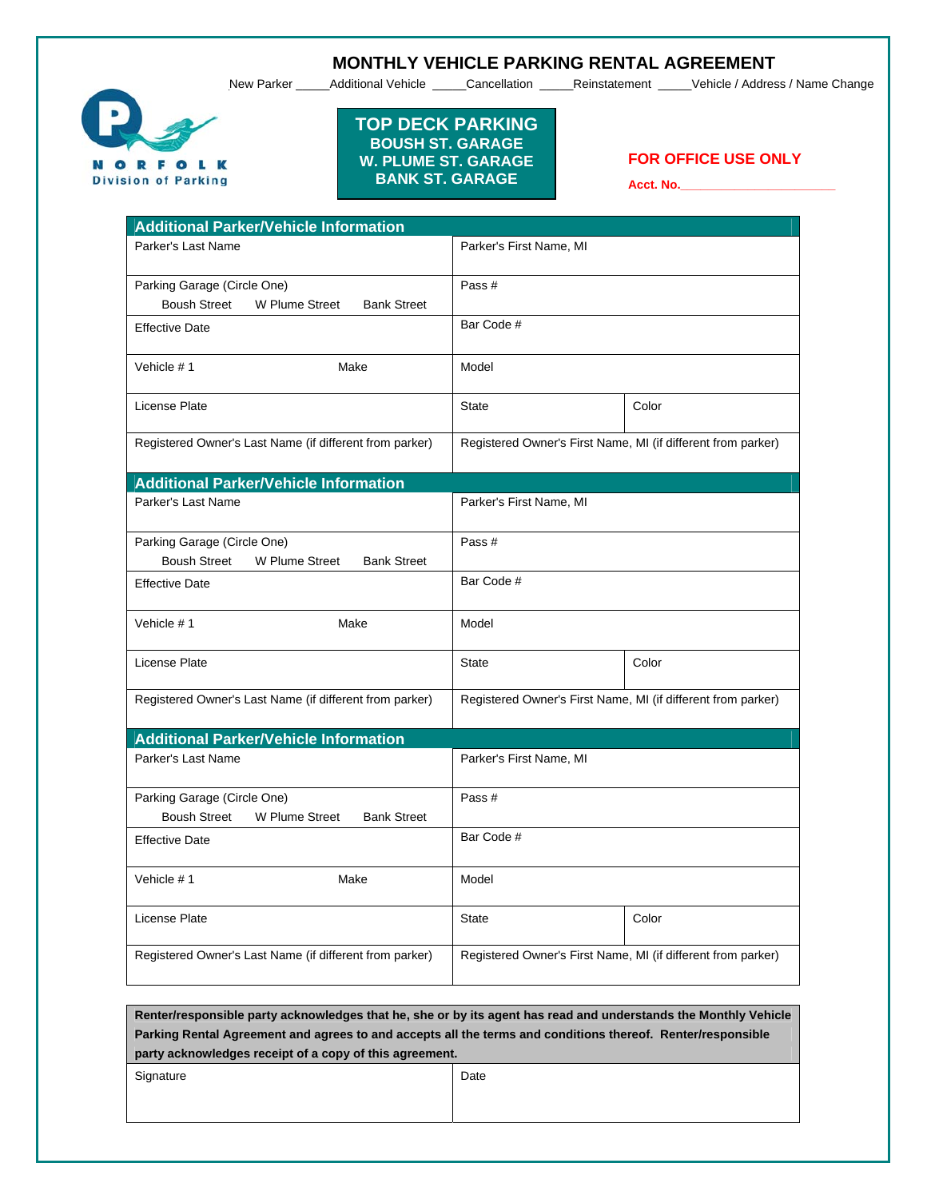# MONTHLY VEHICLE PARKING RENTAL AGREEMENT

New Parker _____Additional Vehicle _____Cancellation _____Reinstatement _____Vehicle / Address / Name Change

NORFOLK
Division of Parking

**TOP DECK PARKING**
**BOUSH ST. GARAGE**
**W. PLUME ST. GARAGE**
**BANK ST. GARAGE**

**FOR OFFICE USE ONLY**

**Acct. No.**_______________________

## Additional Parker/Vehicle Information

| | | |
|---|---|---|
| Parker's Last Name | Parker's First Name, MI | |
| Parking Garage (Circle One)<br>Boush Street W Plume Street Bank Street | Pass # | |
| Effective Date | Bar Code # | |
| Vehicle # 1 Make | Model | |
| License Plate | State | Color |
| Registered Owner's Last Name (if different from parker) | Registered Owner's First Name, MI (if different from parker) | |

## Additional Parker/Vehicle Information

| | | |
|---|---|---|
| Parker's Last Name | Parker's First Name, MI | |
| Parking Garage (Circle One)<br>Boush Street W Plume Street Bank Street | Pass # | |
| Effective Date | Bar Code # | |
| Vehicle # 1 Make | Model | |
| License Plate | State | Color |
| Registered Owner's Last Name (if different from parker) | Registered Owner's First Name, MI (if different from parker) | |

## Additional Parker/Vehicle Information

| | | |
|---|---|---|
| Parker's Last Name | Parker's First Name, MI | |
| Parking Garage (Circle One)<br>Boush Street W Plume Street Bank Street | Pass # | |
| Effective Date | Bar Code # | |
| Vehicle # 1 Make | Model | |
| License Plate | State | Color |
| Registered Owner's Last Name (if different from parker) | Registered Owner's First Name, MI (if different from parker) | |

**Renter/responsible party acknowledges that he, she or by its agent has read and understands the Monthly Vehicle Parking Rental Agreement and agrees to and accepts all the terms and conditions thereof. Renter/responsible party acknowledges receipt of a copy of this agreement.**

| | |
|---|---|
| Signature | Date |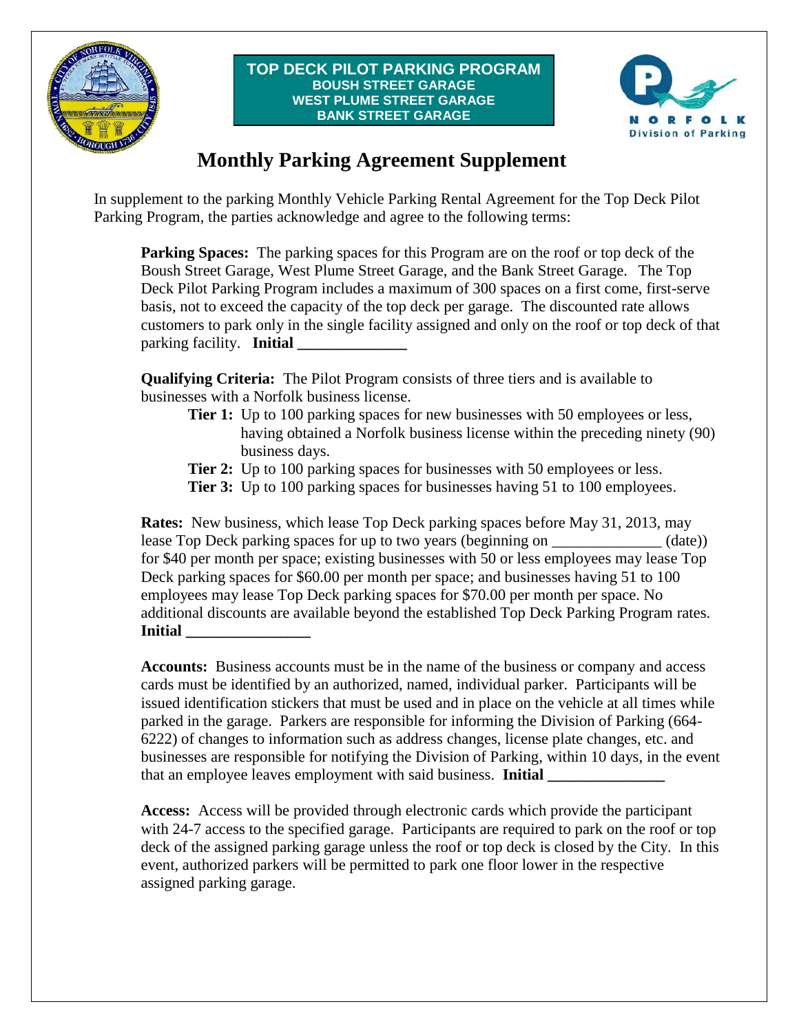**TOP DECK PILOT PARKING PROGRAM**
**BOUSH STREET GARAGE**
**WEST PLUME STREET GARAGE**
**BANK STREET GARAGE**

NORFOLK
Division of Parking

# Monthly Parking Agreement Supplement

In supplement to the parking Monthly Vehicle Parking Rental Agreement for the Top Deck Pilot Parking Program, the parties acknowledge and agree to the following terms:

**Parking Spaces:** The parking spaces for this Program are on the roof or top deck of the Boush Street Garage, West Plume Street Garage, and the Bank Street Garage. The Top Deck Pilot Parking Program includes a maximum of 300 spaces on a first come, first-serve basis, not to exceed the capacity of the top deck per garage. The discounted rate allows customers to park only in the single facility assigned and only on the roof or top deck of that parking facility. **Initial ______________**

**Qualifying Criteria:** The Pilot Program consists of three tiers and is available to businesses with a Norfolk business license.

- **Tier 1:** Up to 100 parking spaces for new businesses with 50 employees or less, having obtained a Norfolk business license within the preceding ninety (90) business days.
- **Tier 2:** Up to 100 parking spaces for businesses with 50 employees or less.
- **Tier 3:** Up to 100 parking spaces for businesses having 51 to 100 employees.

**Rates:** New business, which lease Top Deck parking spaces before May 31, 2013, may lease Top Deck parking spaces for up to two years (beginning on ______________ (date)) for $40 per month per space; existing businesses with 50 or less employees may lease Top Deck parking spaces for $60.00 per month per space; and businesses having 51 to 100 employees may lease Top Deck parking spaces for $70.00 per month per space. No additional discounts are available beyond the established Top Deck Parking Program rates. **Initial ________________**

**Accounts:** Business accounts must be in the name of the business or company and access cards must be identified by an authorized, named, individual parker. Participants will be issued identification stickers that must be used and in place on the vehicle at all times while parked in the garage. Parkers are responsible for informing the Division of Parking (664-6222) of changes to information such as address changes, license plate changes, etc. and businesses are responsible for notifying the Division of Parking, within 10 days, in the event that an employee leaves employment with said business. **Initial _______________**

**Access:** Access will be provided through electronic cards which provide the participant with 24-7 access to the specified garage. Participants are required to park on the roof or top deck of the assigned parking garage unless the roof or top deck is closed by the City. In this event, authorized parkers will be permitted to park one floor lower in the respective assigned parking garage.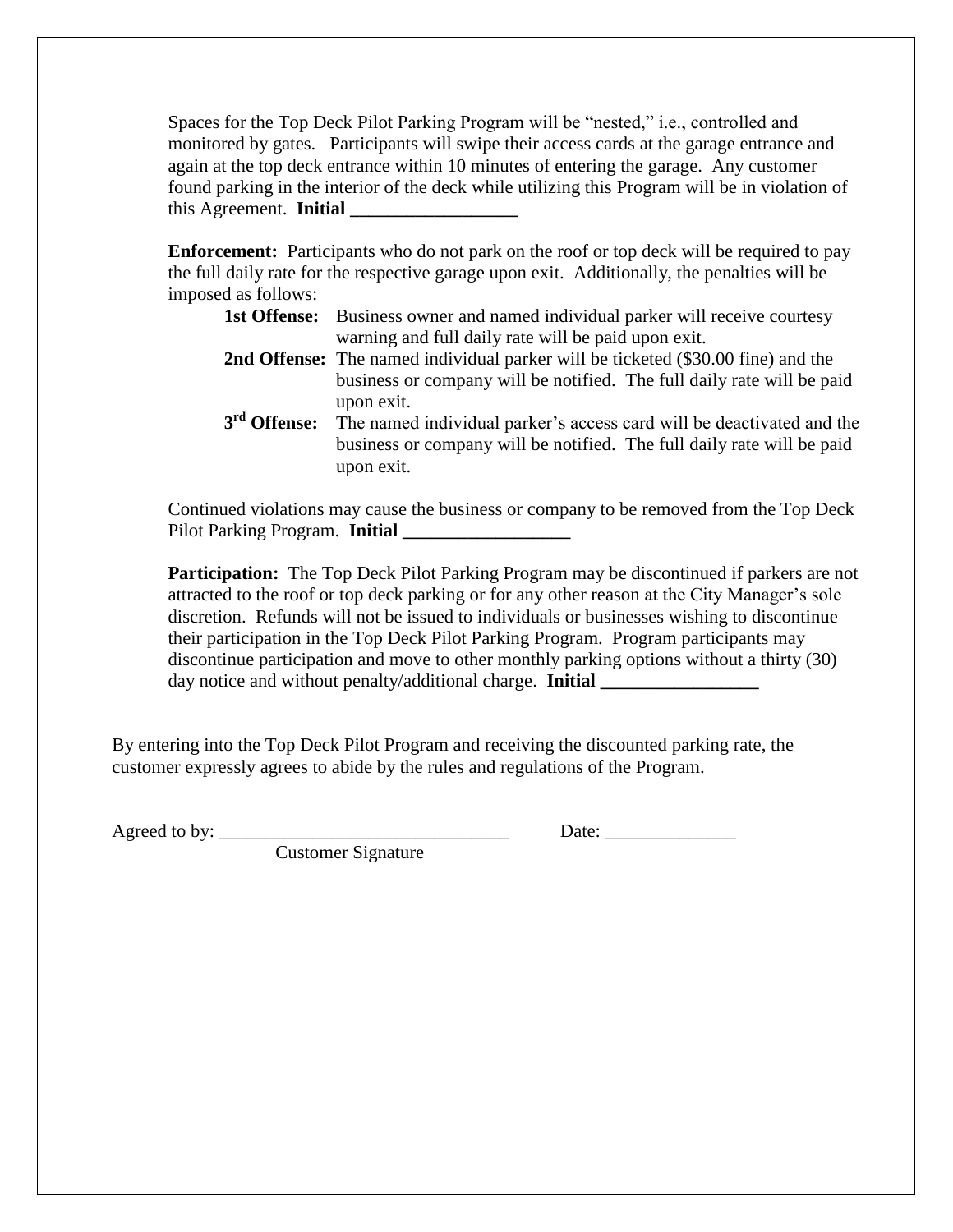Spaces for the Top Deck Pilot Parking Program will be "nested," i.e., controlled and monitored by gates. Participants will swipe their access cards at the garage entrance and again at the top deck entrance within 10 minutes of entering the garage. Any customer found parking in the interior of the deck while utilizing this Program will be in violation of this Agreement. **Initial \_\_\_\_\_\_\_\_\_\_\_\_\_\_\_\_\_\_**

**Enforcement:** Participants who do not park on the roof or top deck will be required to pay the full daily rate for the respective garage upon exit. Additionally, the penalties will be imposed as follows:

- **1st Offense:** Business owner and named individual parker will receive courtesy warning and full daily rate will be paid upon exit.
- **2nd Offense:** The named individual parker will be ticketed ($30.00 fine) and the business or company will be notified. The full daily rate will be paid upon exit.
- **3rd Offense:** The named individual parker's access card will be deactivated and the business or company will be notified. The full daily rate will be paid upon exit.

Continued violations may cause the business or company to be removed from the Top Deck Pilot Parking Program. **Initial \_\_\_\_\_\_\_\_\_\_\_\_\_\_\_\_\_\_**

**Participation:** The Top Deck Pilot Parking Program may be discontinued if parkers are not attracted to the roof or top deck parking or for any other reason at the City Manager's sole discretion. Refunds will not be issued to individuals or businesses wishing to discontinue their participation in the Top Deck Pilot Parking Program. Program participants may discontinue participation and move to other monthly parking options without a thirty (30) day notice and without penalty/additional charge. **Initial \_\_\_\_\_\_\_\_\_\_\_\_\_\_\_\_\_\_**

By entering into the Top Deck Pilot Program and receiving the discounted parking rate, the customer expressly agrees to abide by the rules and regulations of the Program.

Agreed to by: \_\_\_\_\_\_\_\_\_\_\_\_\_\_\_\_\_\_\_\_\_\_\_\_\_\_\_\_\_\_\_\_ Date: \_\_\_\_\_\_\_\_\_\_\_\_\_\_

Customer Signature